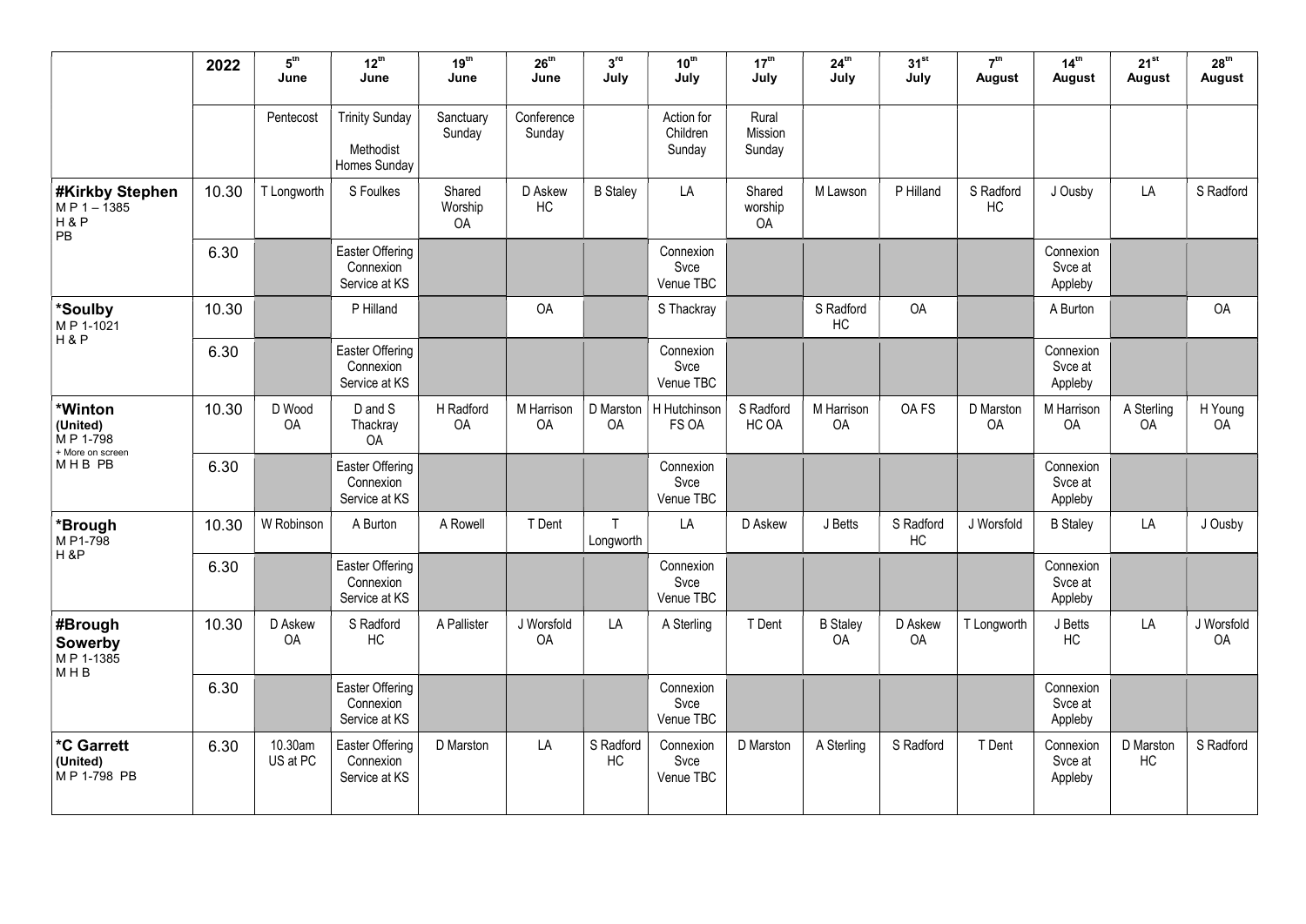| | 2022 | 5th June | 12th June | 19th June | 26th June | 3rd July | 10th July | 17th July | 24th July | 31st July | 7th August | 14th August | 21st August | 28th August |
|---|---|---|---|---|---|---|---|---|---|---|---|---|---|---|
| | | Pentecost | Trinity Sunday Methodist Homes Sunday | Sanctuary Sunday | Conference Sunday | | Action for Children Sunday | Rural Mission Sunday | | | | | | |
| **#Kirkby Stephen** M P 1 – 1385 H & P PB | 10.30 | T Longworth | S Foulkes | Shared Worship OA | D Askew HC | B Staley | LA | Shared worship OA | M Lawson | P Hilland | S Radford HC | J Ousby | LA | S Radford |
| | 6.30 | | Easter Offering Connexion Service at KS | | | | Connexion Svce Venue TBC | | | | | Connexion Svce at Appleby | | |
| **\*Soulby** M P 1-1021 H & P | 10.30 | | P Hilland | | OA | | S Thackray | | S Radford HC | OA | | A Burton | | OA |
| | 6.30 | | Easter Offering Connexion Service at KS | | | | Connexion Svce Venue TBC | | | | | Connexion Svce at Appleby | | |
| **\*Winton (United)** M P 1-798 + More on screen M H B PB | 10.30 | D Wood OA | D and S Thackray OA | H Radford OA | M Harrison OA | D Marston OA | H Hutchinson FS OA | S Radford HC OA | M Harrison OA | OA FS | D Marston OA | M Harrison OA | A Sterling OA | H Young OA |
| | 6.30 | | Easter Offering Connexion Service at KS | | | | Connexion Svce Venue TBC | | | | | Connexion Svce at Appleby | | |
| **\*Brough** M P1-798 H &P | 10.30 | W Robinson | A Burton | A Rowell | T Dent | T Longworth | LA | D Askew | J Betts | S Radford HC | J Worsfold | B Staley | LA | J Ousby |
| | 6.30 | | Easter Offering Connexion Service at KS | | | | Connexion Svce Venue TBC | | | | | Connexion Svce at Appleby | | |
| **#Brough Sowerby** M P 1-1385 M H B | 10.30 | D Askew OA | S Radford HC | A Pallister | J Worsfold OA | LA | A Sterling | T Dent | B Staley OA | D Askew OA | T Longworth | J Betts HC | LA | J Worsfold OA |
| | 6.30 | | Easter Offering Connexion Service at KS | | | | Connexion Svce Venue TBC | | | | | Connexion Svce at Appleby | | |
| **\*C Garrett (United)** M P 1-798 PB | 6.30 | 10.30am US at PC | Easter Offering Connexion Service at KS | D Marston | LA | S Radford HC | Connexion Svce Venue TBC | D Marston | A Sterling | S Radford | T Dent | Connexion Svce at Appleby | D Marston HC | S Radford |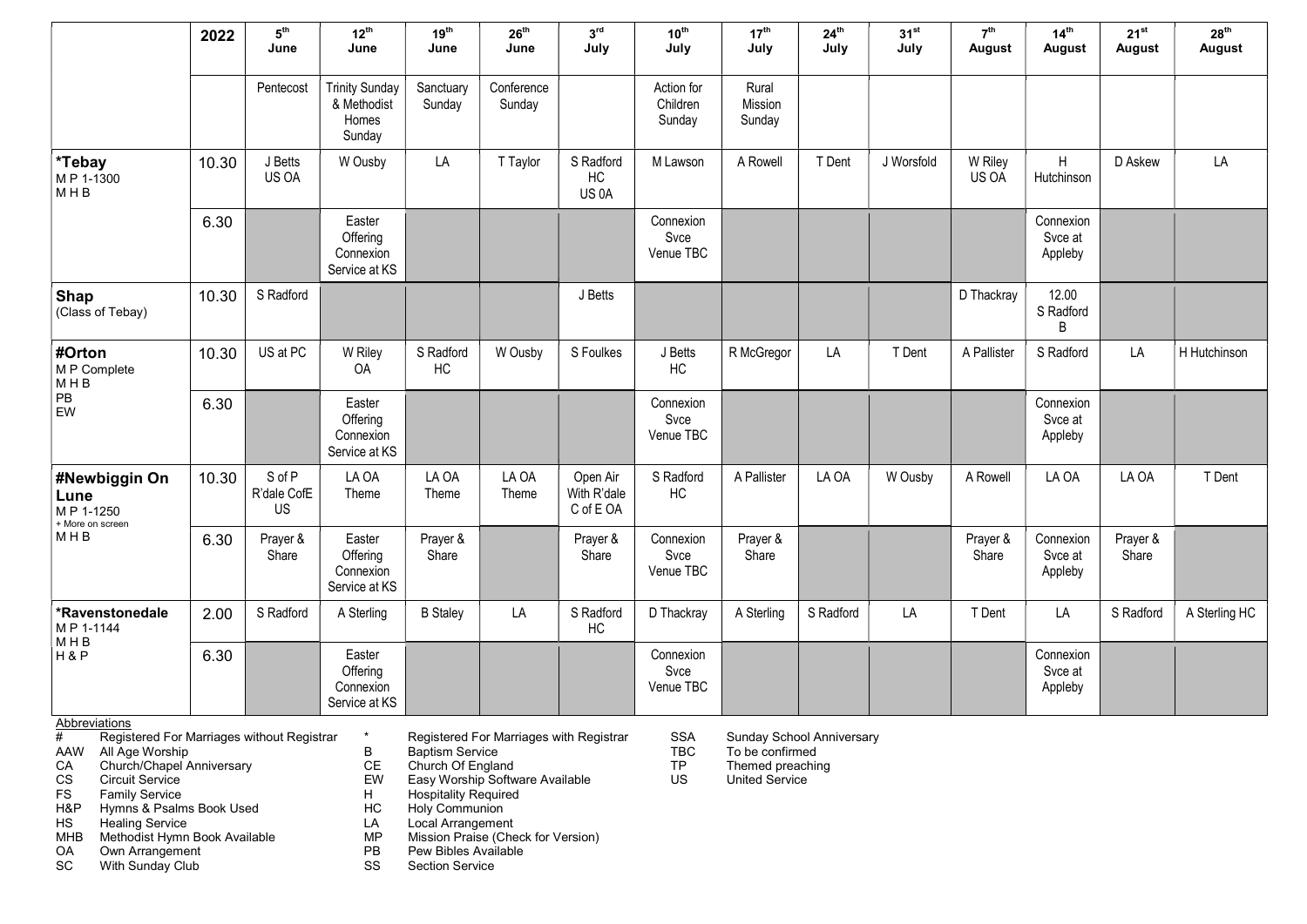| | 2022 | 5th June | 12th June | 19th June | 26th June | 3rd July | 10th July | 17th July | 24th July | 31st July | 7th August | 14th August | 21st August | 28th August |
|---|---|---|---|---|---|---|---|---|---|---|---|---|---|---|
| | | Pentecost | Trinity Sunday & Methodist Homes Sunday | Sanctuary Sunday | Conference Sunday | | Action for Children Sunday | Rural Mission Sunday | | | | | | |
| ***Tebay** M P 1-1300 M H B | 10.30 | J Betts US OA | W Ousby | LA | T Taylor | S Radford HC US 0A | M Lawson | A Rowell | T Dent | J Worsfold | W Riley US OA | H Hutchinson | D Askew | LA |
| | 6.30 | | Easter Offering Connexion Service at KS | | | | Connexion Svce Venue TBC | | | | | Connexion Svce at Appleby | | |
| **Shap** (Class of Tebay) | 10.30 | S Radford | | | | J Betts | | | | | D Thackray | 12.00 S Radford B | | |
| **#Orton** M P Complete M H B PB EW | 10.30 | US at PC | W Riley OA | S Radford HC | W Ousby | S Foulkes | J Betts HC | R McGregor | LA | T Dent | A Pallister | S Radford | LA | H Hutchinson |
| | 6.30 | | Easter Offering Connexion Service at KS | | | | Connexion Svce Venue TBC | | | | | Connexion Svce at Appleby | | |
| **#Newbiggin On Lune** M P 1-1250 + More on screen M H B | 10.30 | S of P R'dale CofE US | LA OA Theme | LA OA Theme | LA OA Theme | Open Air With R'dale C of E OA | S Radford HC | A Pallister | LA OA | W Ousby | A Rowell | LA OA | LA OA | T Dent |
| | 6.30 | Prayer & Share | Easter Offering Connexion Service at KS | Prayer & Share | | Prayer & Share | Connexion Svce Venue TBC | Prayer & Share | | | Prayer & Share | Connexion Svce at Appleby | Prayer & Share | |
| ***Ravenstonedale** M P 1-1144 M H B H & P | 2.00 | S Radford | A Sterling | B Staley | LA | S Radford HC | D Thackray | A Sterling | S Radford | LA | T Dent | LA | S Radford | A Sterling HC |
| | 6.30 | | Easter Offering Connexion Service at KS | | | | Connexion Svce Venue TBC | | | | | Connexion Svce at Appleby | | |

Abbreviations

- # Registered For Marriages without Registrar
- AAW All Age Worship
- CA Church/Chapel Anniversary
- CS Circuit Service
- FS Family Service
- H&P Hymns & Psalms Book Used
- HS Healing Service
- MHB Methodist Hymn Book Available
- OA Own Arrangement
- SC With Sunday Club
- * Registered For Marriages with Registrar
- B Baptism Service
- CE Church Of England
- EW Easy Worship Software Available
- H Hospitality Required
- HC Holy Communion
- LA Local Arrangement
- MP Mission Praise (Check for Version)
- PB Pew Bibles Available
- SS Section Service
- SSA Sunday School Anniversary
- TBC To be confirmed
- TP Themed preaching
- US United Service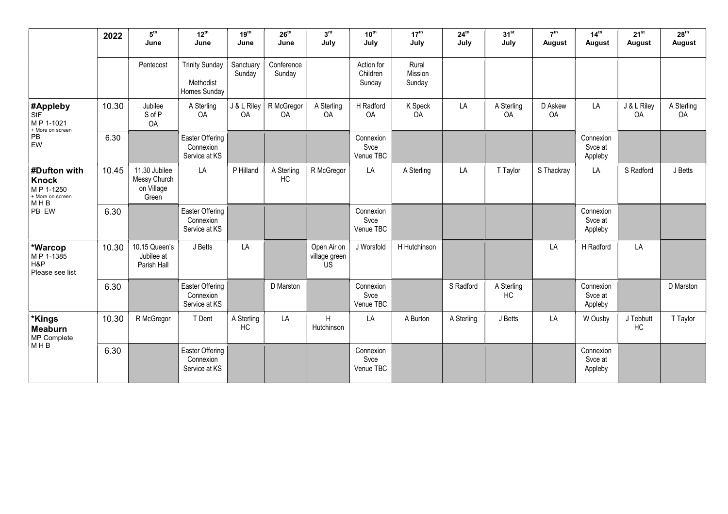| | 2022 | 5th June | 12th June | 19th June | 26th June | 3rd July | 10th July | 17th July | 24th July | 31st July | 7th August | 14th August | 21st August | 28th August |
|---|---|---|---|---|---|---|---|---|---|---|---|---|---|---|
| | | Pentecost | Trinity Sunday Methodist Homes Sunday | Sanctuary Sunday | Conference Sunday | | Action for Children Sunday | Rural Mission Sunday | | | | | | |
| **#Appleby** StF M P 1-1021 + More on screen PB EW | 10.30 | Jubilee S of P OA | A Sterling OA | J & L Riley OA | R McGregor OA | A Sterling OA | H Radford OA | K Speck OA | LA | A Sterling OA | D Askew OA | LA | J & L Riley OA | A Sterling OA |
| | 6.30 | | Easter Offering Connexion Service at KS | | | | Connexion Svce Venue TBC | | | | | Connexion Svce at Appleby | | |
| **#Dufton with Knock** M P 1-1250 + More on screen M H B PB EW | 10.45 | 11.30 Jubilee Messy Church on Village Green | LA | P Hilland | A Sterling HC | R McGregor | LA | A Sterling | LA | T Taylor | S Thackray | LA | S Radford | J Betts |
| | 6.30 | | Easter Offering Connexion Service at KS | | | | Connexion Svce Venue TBC | | | | | Connexion Svce at Appleby | | |
| **\*Warcop** M P 1-1385 H&P Please see list | 10.30 | 10.15 Queen's Jubilee at Parish Hall | J Betts | LA | | Open Air on village green US | J Worsfold | H Hutchinson | | | LA | H Radford | LA | |
| | 6.30 | | Easter Offering Connexion Service at KS | | D Marston | | Connexion Svce Venue TBC | | S Radford | A Sterling HC | | Connexion Svce at Appleby | | D Marston |
| **\*Kings Meaburn** MP Complete M H B | 10.30 | R McGregor | T Dent | A Sterling HC | LA | H Hutchinson | LA | A Burton | A Sterling | J Betts | LA | W Ousby | J Tebbutt HC | T Taylor |
| | 6.30 | | Easter Offering Connexion Service at KS | | | | Connexion Svce Venue TBC | | | | | Connexion Svce at Appleby | | |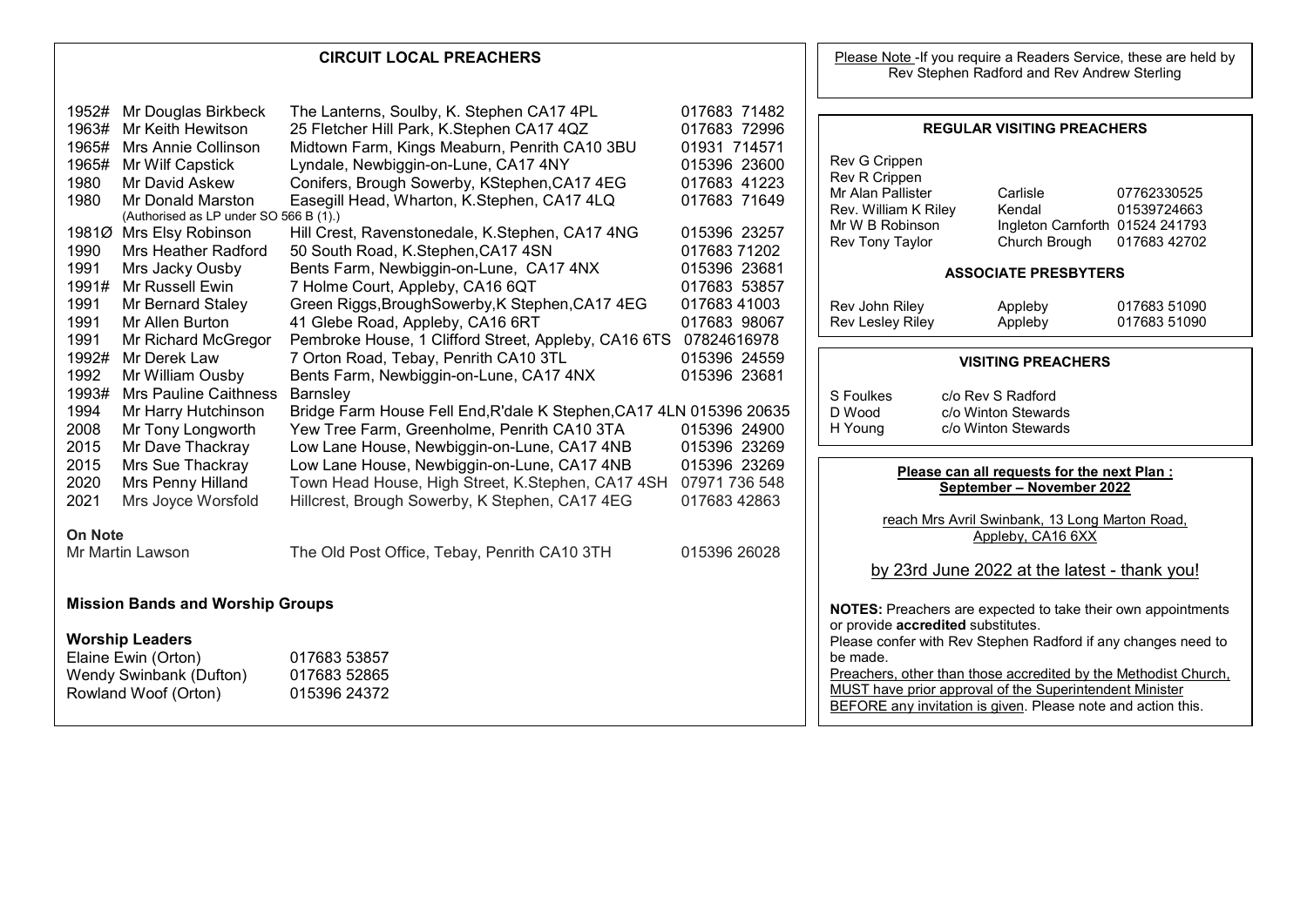## CIRCUIT LOCAL PREACHERS

| | | | |
|---|---|---|---|
| 1952# | Mr Douglas Birkbeck | The Lanterns, Soulby, K. Stephen CA17 4PL | 017683 71482 |
| 1963# | Mr Keith Hewitson | 25 Fletcher Hill Park, K.Stephen CA17 4QZ | 017683 72996 |
| 1965# | Mrs Annie Collinson | Midtown Farm, Kings Meaburn, Penrith CA10 3BU | 01931 714571 |
| 1965# | Mr Wilf Capstick | Lyndale, Newbiggin-on-Lune, CA17 4NY | 015396 23600 |
| 1980 | Mr David Askew | Conifers, Brough Sowerby, KStephen,CA17 4EG | 017683 41223 |
| 1980 | Mr Donald Marston (Authorised as LP under SO 566 B (1).) | Easegill Head, Wharton, K.Stephen, CA17 4LQ | 017683 71649 |
| 1981Ø | Mrs Elsy Robinson | Hill Crest, Ravenstonedale, K.Stephen, CA17 4NG | 015396 23257 |
| 1990 | Mrs Heather Radford | 50 South Road, K.Stephen,CA17 4SN | 017683 71202 |
| 1991 | Mrs Jacky Ousby | Bents Farm, Newbiggin-on-Lune, CA17 4NX | 015396 23681 |
| 1991# | Mr Russell Ewin | 7 Holme Court, Appleby, CA16 6QT | 017683 53857 |
| 1991 | Mr Bernard Staley | Green Riggs,BroughSowerby,K Stephen,CA17 4EG | 017683 41003 |
| 1991 | Mr Allen Burton | 41 Glebe Road, Appleby, CA16 6RT | 017683 98067 |
| 1991 | Mr Richard McGregor | Pembroke House, 1 Clifford Street, Appleby, CA16 6TS | 07824616978 |
| 1992# | Mr Derek Law | 7 Orton Road, Tebay, Penrith CA10 3TL | 015396 24559 |
| 1992 | Mr William Ousby | Bents Farm, Newbiggin-on-Lune, CA17 4NX | 015396 23681 |
| 1993# | Mrs Pauline Caithness | Barnsley | |
| 1994 | Mr Harry Hutchinson | Bridge Farm House Fell End,R'dale K Stephen,CA17 4LN | 015396 20635 |
| 2008 | Mr Tony Longworth | Yew Tree Farm, Greenholme, Penrith CA10 3TA | 015396 24900 |
| 2015 | Mr Dave Thackray | Low Lane House, Newbiggin-on-Lune, CA17 4NB | 015396 23269 |
| 2015 | Mrs Sue Thackray | Low Lane House, Newbiggin-on-Lune, CA17 4NB | 015396 23269 |
| 2020 | Mrs Penny Hilland | Town Head House, High Street, K.Stephen, CA17 4SH | 07971 736 548 |
| 2021 | Mrs Joyce Worsfold | Hillcrest, Brough Sowerby, K Stephen, CA17 4EG | 017683 42863 |

**On Note**

| | | |
|---|---|---|
| Mr Martin Lawson | The Old Post Office, Tebay, Penrith CA10 3TH | 015396 26028 |

### Mission Bands and Worship Groups

**Worship Leaders**

| | |
|---|---|
| Elaine Ewin (Orton) | 017683 53857 |
| Wendy Swinbank (Dufton) | 017683 52865 |
| Rowland Woof (Orton) | 015396 24372 |

Please Note -If you require a Readers Service, these are held by Rev Stephen Radford and Rev Andrew Sterling

### REGULAR VISITING PREACHERS

| | | |
|---|---|---|
| Rev G Crippen | | |
| Rev R Crippen | | |
| Mr Alan Pallister | Carlisle | 07762330525 |
| Rev. William K Riley | Kendal | 01539724663 |
| Mr W B Robinson | Ingleton Carnforth | 01524 241793 |
| Rev Tony Taylor | Church Brough | 017683 42702 |

### ASSOCIATE PRESBYTERS

| | | |
|---|---|---|
| Rev John Riley | Appleby | 017683 51090 |
| Rev Lesley Riley | Appleby | 017683 51090 |

### VISITING PREACHERS

| | |
|---|---|
| S Foulkes | c/o Rev S Radford |
| D Wood | c/o Winton Stewards |
| H Young | c/o Winton Stewards |

**Please can all requests for the next Plan : September – November 2022**

reach Mrs Avril Swinbank, 13 Long Marton Road, Appleby, CA16 6XX

by 23rd June 2022 at the latest - thank you!

**NOTES:** Preachers are expected to take their own appointments or provide **accredited** substitutes.
Please confer with Rev Stephen Radford if any changes need to be made.
Preachers, other than those accredited by the Methodist Church, MUST have prior approval of the Superintendent Minister BEFORE any invitation is given. Please note and action this.